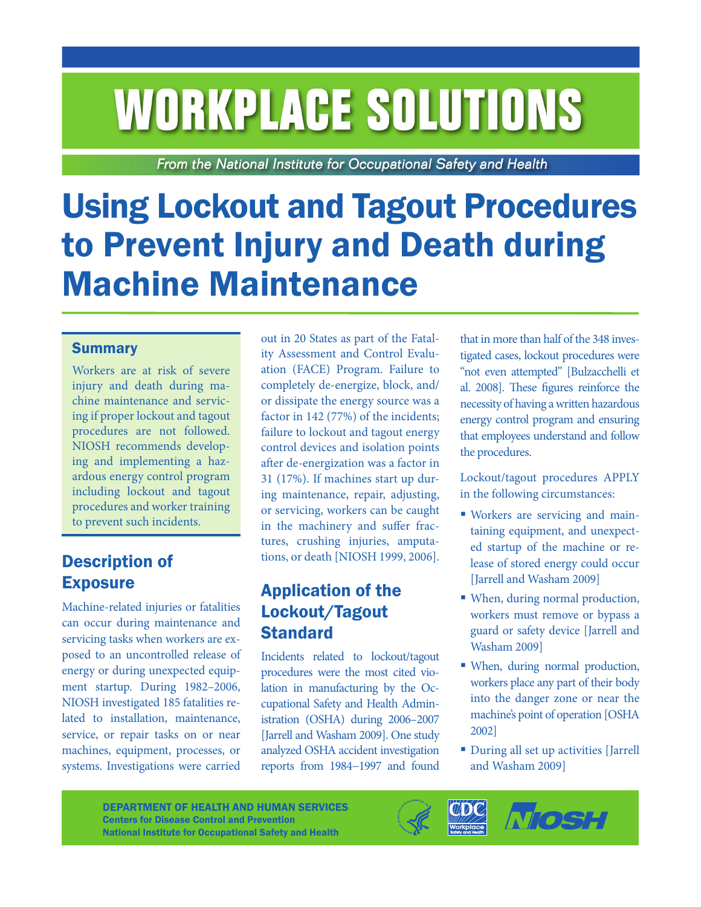# WORKPLACE SOLUTIONS

*From the National Institute for Occupational Safety and Health*

# Using Lockout and Tagout Procedures to Prevent Injury and Death during Machine Maintenance

## Summary

Workers are at risk of severe injury and death during machine maintenance and servicing if proper lockout and tagout procedures are not followed. NIOSH recommends developing and implementing a hazardous energy control program including lockout and tagout procedures and worker training to prevent such incidents.

## Description of Exposure

Machine-related injuries or fatalities can occur during maintenance and servicing tasks when workers are exposed to an uncontrolled release of energy or during unexpected equipment startup. During 1982–2006, NIOSH investigated 185 fatalities related to installation, maintenance, service, or repair tasks on or near machines, equipment, processes, or systems. Investigations were carried out in 20 States as part of the Fatality Assessment and Control Evaluation (FACE) Program. Failure to completely de-energize, block, and/or dissipate the energy source was a factor in 142 (77%) of the incidents; failure to lockout and tagout energy control devices and isolation points after de-energization was a factor in 31 (17%). If machines start up during maintenance, repair, adjusting, or servicing, workers can be caught in the machinery and suffer fractures, crushing injuries, amputations, or death [NIOSH 1999, 2006].

## Application of the Lockout/Tagout Standard

Incidents related to lockout/tagout procedures were the most cited violation in manufacturing by the Occupational Safety and Health Administration (OSHA) during 2006–2007 [Jarrell and Washam 2009]. One study analyzed OSHA accident investigation reports from 1984–1997 and found that in more than half of the 348 investigated cases, lockout procedures were "not even attempted" [Bulzacchelli et al. 2008]. These figures reinforce the necessity of having a written hazardous energy control program and ensuring that employees understand and follow the procedures.

Lockout/tagout procedures APPLY in the following circumstances:

- Workers are servicing and maintaining equipment, and unexpected startup of the machine or release of stored energy could occur [Jarrell and Washam 2009]
- When, during normal production, workers must remove or bypass a guard or safety device [Jarrell and Washam 2009]
- When, during normal production, workers place any part of their body into the danger zone or near the machine's point of operation [OSHA 2002]
- During all set up activities [Jarrell and Washam 2009]

**DEPARTMENT OF HEALTH AND HUMAN SERVICES**
**Centers for Disease Control and Prevention**
**National Institute for Occupational Safety and Health**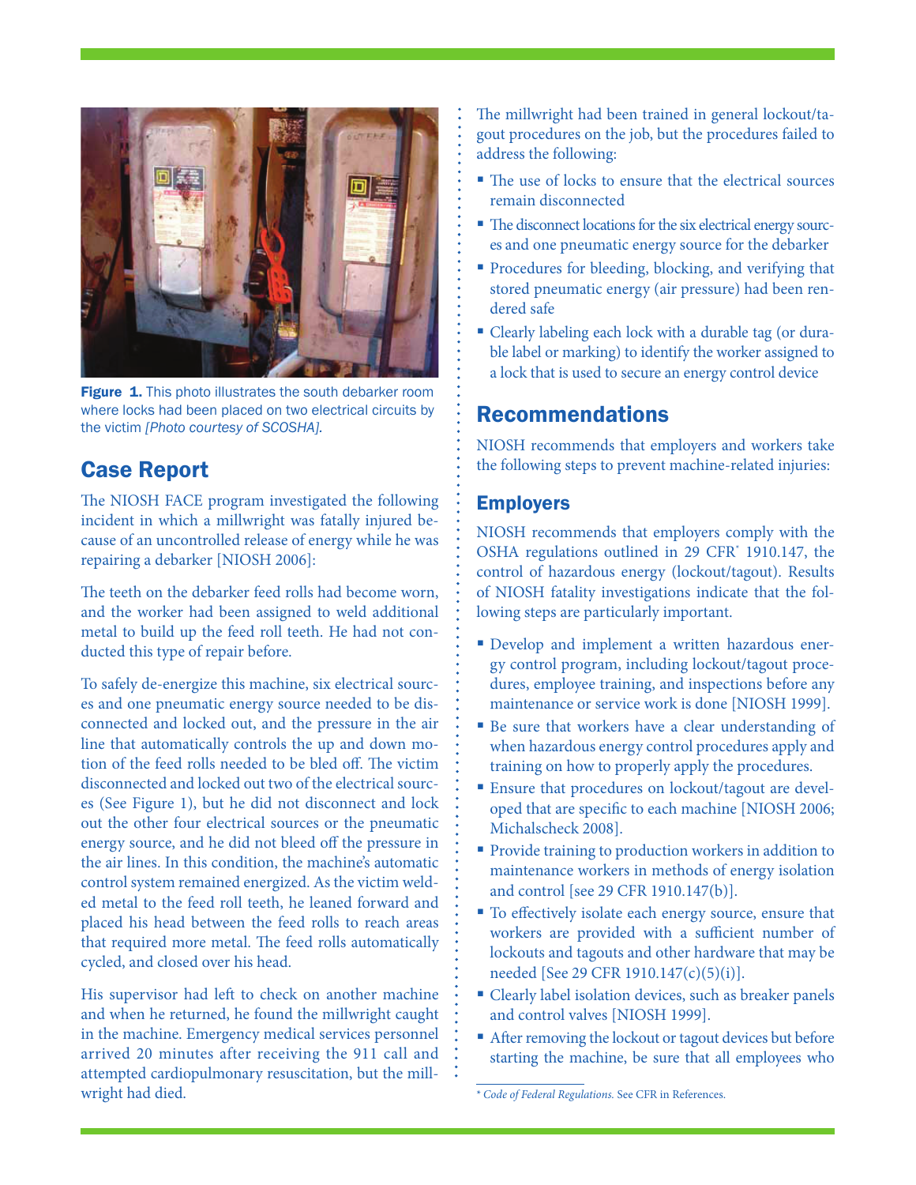Figure 1. This photo illustrates the south debarker room where locks had been placed on two electrical circuits by the victim *[Photo courtesy of SCOSHA].*

## Case Report

The NIOSH FACE program investigated the following incident in which a millwright was fatally injured because of an uncontrolled release of energy while he was repairing a debarker [NIOSH 2006]:

The teeth on the debarker feed rolls had become worn, and the worker had been assigned to weld additional metal to build up the feed roll teeth. He had not conducted this type of repair before.

To safely de-energize this machine, six electrical sources and one pneumatic energy source needed to be disconnected and locked out, and the pressure in the air line that automatically controls the up and down motion of the feed rolls needed to be bled off. The victim disconnected and locked out two of the electrical sources (See Figure 1), but he did not disconnect and lock out the other four electrical sources or the pneumatic energy source, and he did not bleed off the pressure in the air lines. In this condition, the machine's automatic control system remained energized. As the victim welded metal to the feed roll teeth, he leaned forward and placed his head between the feed rolls to reach areas that required more metal. The feed rolls automatically cycled, and closed over his head.

His supervisor had left to check on another machine and when he returned, he found the millwright caught in the machine. Emergency medical services personnel arrived 20 minutes after receiving the 911 call and attempted cardiopulmonary resuscitation, but the millwright had died.

The millwright had been trained in general lockout/tagout procedures on the job, but the procedures failed to address the following:

- The use of locks to ensure that the electrical sources remain disconnected
- The disconnect locations for the six electrical energy sources and one pneumatic energy source for the debarker
- Procedures for bleeding, blocking, and verifying that stored pneumatic energy (air pressure) had been rendered safe
- Clearly labeling each lock with a durable tag (or durable label or marking) to identify the worker assigned to a lock that is used to secure an energy control device

## Recommendations

NIOSH recommends that employers and workers take the following steps to prevent machine-related injuries:

### Employers

NIOSH recommends that employers comply with the OSHA regulations outlined in 29 CFR* 1910.147, the control of hazardous energy (lockout/tagout). Results of NIOSH fatality investigations indicate that the following steps are particularly important.

- Develop and implement a written hazardous energy control program, including lockout/tagout procedures, employee training, and inspections before any maintenance or service work is done [NIOSH 1999].
- Be sure that workers have a clear understanding of when hazardous energy control procedures apply and training on how to properly apply the procedures.
- Ensure that procedures on lockout/tagout are developed that are specific to each machine [NIOSH 2006; Michalscheck 2008].
- Provide training to production workers in addition to maintenance workers in methods of energy isolation and control [see 29 CFR 1910.147(b)].
- To effectively isolate each energy source, ensure that workers are provided with a sufficient number of lockouts and tagouts and other hardware that may be needed [See 29 CFR 1910.147(c)(5)(i)].
- Clearly label isolation devices, such as breaker panels and control valves [NIOSH 1999].
- After removing the lockout or tagout devices but before starting the machine, be sure that all employees who

\* *Code of Federal Regulations.* See CFR in References.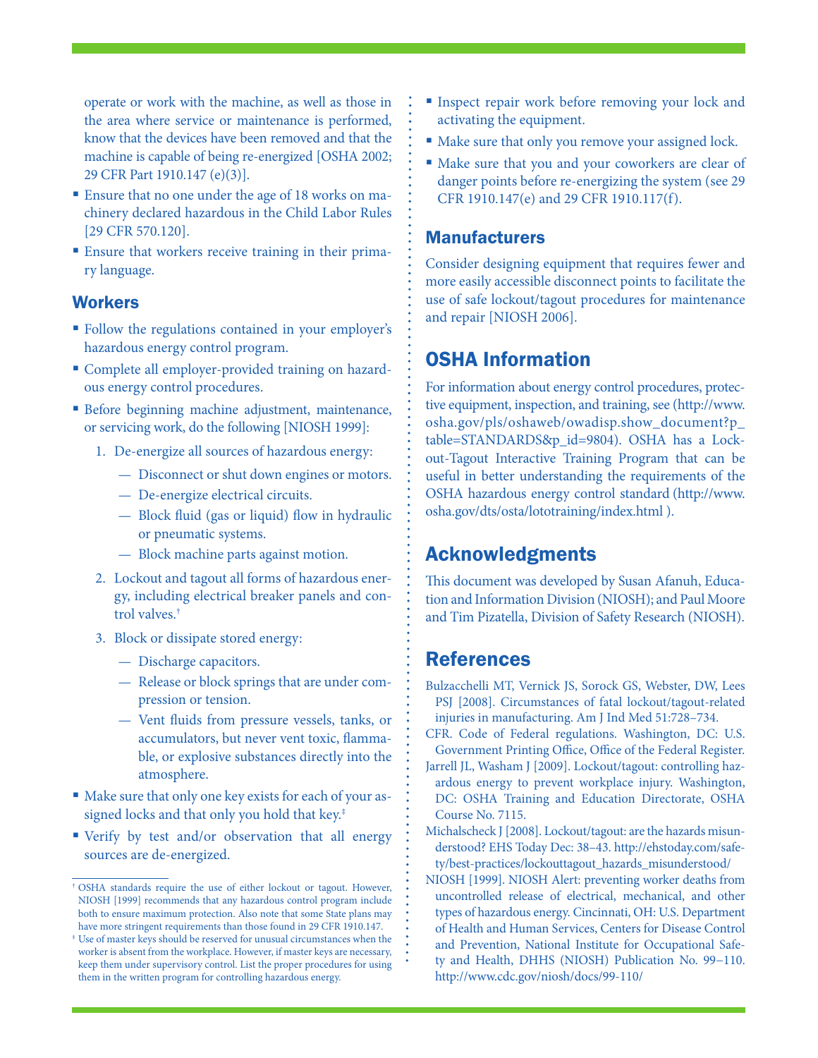operate or work with the machine, as well as those in the area where service or maintenance is performed, know that the devices have been removed and that the machine is capable of being re-energized [OSHA 2002; 29 CFR Part 1910.147 (e)(3)].

- Ensure that no one under the age of 18 works on machinery declared hazardous in the Child Labor Rules [29 CFR 570.120].
- Ensure that workers receive training in their primary language.

## Workers

- Follow the regulations contained in your employer's hazardous energy control program.
- Complete all employer-provided training on hazardous energy control procedures.
- Before beginning machine adjustment, maintenance, or servicing work, do the following [NIOSH 1999]:
  1. De-energize all sources of hazardous energy:
     - Disconnect or shut down engines or motors.
     - De-energize electrical circuits.
     - Block fluid (gas or liquid) flow in hydraulic or pneumatic systems.
     - Block machine parts against motion.
  2. Lockout and tagout all forms of hazardous energy, including electrical breaker panels and control valves.†
  3. Block or dissipate stored energy:
     - Discharge capacitors.
     - Release or block springs that are under compression or tension.
     - Vent fluids from pressure vessels, tanks, or accumulators, but never vent toxic, flammable, or explosive substances directly into the atmosphere.
- Make sure that only one key exists for each of your assigned locks and that only you hold that key.‡
- Verify by test and/or observation that all energy sources are de-energized.
- Inspect repair work before removing your lock and activating the equipment.
- Make sure that only you remove your assigned lock.
- Make sure that you and your coworkers are clear of danger points before re-energizing the system (see 29 CFR 1910.147(e) and 29 CFR 1910.117(f).

† OSHA standards require the use of either lockout or tagout. However, NIOSH [1999] recommends that any hazardous control program include both to ensure maximum protection. Also note that some State plans may have more stringent requirements than those found in 29 CFR 1910.147.

‡ Use of master keys should be reserved for unusual circumstances when the worker is absent from the workplace. However, if master keys are necessary, keep them under supervisory control. List the proper procedures for using them in the written program for controlling hazardous energy.

## Manufacturers

Consider designing equipment that requires fewer and more easily accessible disconnect points to facilitate the use of safe lockout/tagout procedures for maintenance and repair [NIOSH 2006].

# OSHA Information

For information about energy control procedures, protective equipment, inspection, and training, see (http://www.osha.gov/pls/oshaweb/owadisp.show_document?p_table=STANDARDS&p_id=9804). OSHA has a Lockout-Tagout Interactive Training Program that can be useful in better understanding the requirements of the OSHA hazardous energy control standard (http://www.osha.gov/dts/osta/lototraining/index.html ).

# Acknowledgments

This document was developed by Susan Afanuh, Education and Information Division (NIOSH); and Paul Moore and Tim Pizatella, Division of Safety Research (NIOSH).

# References

Bulzacchelli MT, Vernick JS, Sorock GS, Webster, DW, Lees PSJ [2008]. Circumstances of fatal lockout/tagout-related injuries in manufacturing. Am J Ind Med 51:728–734.

CFR. Code of Federal regulations. Washington, DC: U.S. Government Printing Office, Office of the Federal Register.

Jarrell JL, Washam J [2009]. Lockout/tagout: controlling hazardous energy to prevent workplace injury. Washington, DC: OSHA Training and Education Directorate, OSHA Course No. 7115.

Michalscheck J [2008]. Lockout/tagout: are the hazards misunderstood? EHS Today Dec: 38–43. http://ehstoday.com/safety/best-practices/lockouttagout_hazards_misunderstood/

NIOSH [1999]. NIOSH Alert: preventing worker deaths from uncontrolled release of electrical, mechanical, and other types of hazardous energy. Cincinnati, OH: U.S. Department of Health and Human Services, Centers for Disease Control and Prevention, National Institute for Occupational Safety and Health, DHHS (NIOSH) Publication No. 99–110. http://www.cdc.gov/niosh/docs/99-110/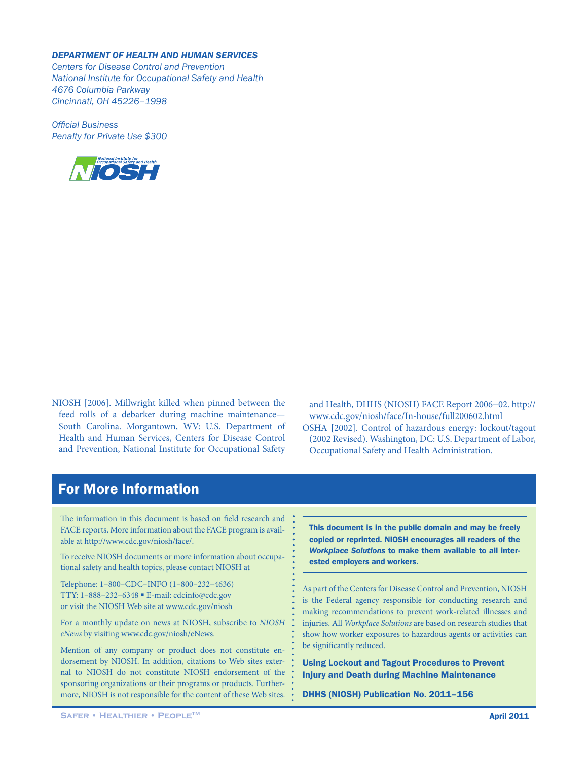*DEPARTMENT OF HEALTH AND HUMAN SERVICES*
*Centers for Disease Control and Prevention*
*National Institute for Occupational Safety and Health*
*4676 Columbia Parkway*
*Cincinnati, OH 45226–1998*

*Official Business*
*Penalty for Private Use $300*

NIOSH [2006]. Millwright killed when pinned between the feed rolls of a debarker during machine maintenance—South Carolina. Morgantown, WV: U.S. Department of Health and Human Services, Centers for Disease Control and Prevention, National Institute for Occupational Safety and Health, DHHS (NIOSH) FACE Report 2006–02. http://www.cdc.gov/niosh/face/In-house/full200602.html

OSHA [2002]. Control of hazardous energy: lockout/tagout (2002 Revised). Washington, DC: U.S. Department of Labor, Occupational Safety and Health Administration.

## For More Information

The information in this document is based on field research and FACE reports. More information about the FACE program is available at http://www.cdc.gov/niosh/face/.

To receive NIOSH documents or more information about occupational safety and health topics, please contact NIOSH at

Telephone: 1–800–CDC–INFO (1–800–232–4636)
TTY: 1–888–232–6348 ▪ E-mail: cdcinfo@cdc.gov
or visit the NIOSH Web site at www.cdc.gov/niosh

For a monthly update on news at NIOSH, subscribe to *NIOSH eNews* by visiting www.cdc.gov/niosh/eNews.

Mention of any company or product does not constitute endorsement by NIOSH. In addition, citations to Web sites external to NIOSH do not constitute NIOSH endorsement of the sponsoring organizations or their programs or products. Furthermore, NIOSH is not responsible for the content of these Web sites.

**This document is in the public domain and may be freely copied or reprinted. NIOSH encourages all readers of the *Workplace Solutions* to make them available to all interested employers and workers.**

As part of the Centers for Disease Control and Prevention, NIOSH is the Federal agency responsible for conducting research and making recommendations to prevent work-related illnesses and injuries. All *Workplace Solutions* are based on research studies that show how worker exposures to hazardous agents or activities can be significantly reduced.

**Using Lockout and Tagout Procedures to Prevent Injury and Death during Machine Maintenance**

**DHHS (NIOSH) Publication No. 2011–156**

Safer • Healthier • People™

**April 2011**